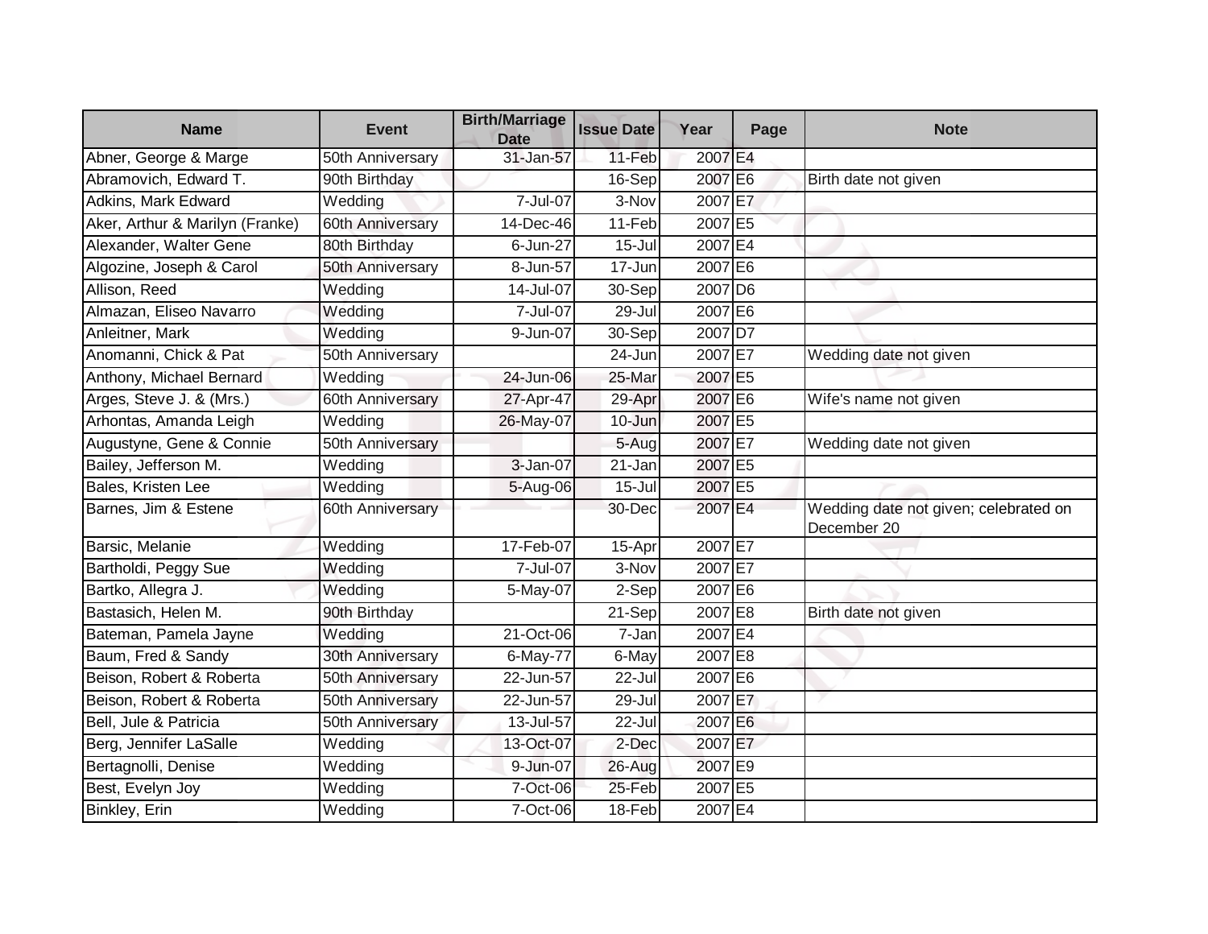| Name | Event | Birth/Marriage Date | Issue Date | Year | Page | Note |
|---|---|---|---|---|---|---|
| Abner, George & Marge | 50th Anniversary | 31-Jan-57 | 11-Feb | 2007 | E4 | |
| Abramovich, Edward T. | 90th Birthday | | 16-Sep | 2007 | E6 | Birth date not given |
| Adkins, Mark Edward | Wedding | 7-Jul-07 | 3-Nov | 2007 | E7 | |
| Aker, Arthur & Marilyn (Franke) | 60th Anniversary | 14-Dec-46 | 11-Feb | 2007 | E5 | |
| Alexander, Walter Gene | 80th Birthday | 6-Jun-27 | 15-Jul | 2007 | E4 | |
| Algozine, Joseph & Carol | 50th Anniversary | 8-Jun-57 | 17-Jun | 2007 | E6 | |
| Allison, Reed | Wedding | 14-Jul-07 | 30-Sep | 2007 | D6 | |
| Almazan, Eliseo Navarro | Wedding | 7-Jul-07 | 29-Jul | 2007 | E6 | |
| Anleitner, Mark | Wedding | 9-Jun-07 | 30-Sep | 2007 | D7 | |
| Anomanni, Chick & Pat | 50th Anniversary | | 24-Jun | 2007 | E7 | Wedding date not given |
| Anthony, Michael Bernard | Wedding | 24-Jun-06 | 25-Mar | 2007 | E5 | |
| Arges, Steve J. & (Mrs.) | 60th Anniversary | 27-Apr-47 | 29-Apr | 2007 | E6 | Wife's name not given |
| Arhontas, Amanda Leigh | Wedding | 26-May-07 | 10-Jun | 2007 | E5 | |
| Augustyne, Gene & Connie | 50th Anniversary | | 5-Aug | 2007 | E7 | Wedding date not given |
| Bailey, Jefferson M. | Wedding | 3-Jan-07 | 21-Jan | 2007 | E5 | |
| Bales, Kristen Lee | Wedding | 5-Aug-06 | 15-Jul | 2007 | E5 | |
| Barnes, Jim & Estene | 60th Anniversary | | 30-Dec | 2007 | E4 | Wedding date not given; celebrated on December 20 |
| Barsic, Melanie | Wedding | 17-Feb-07 | 15-Apr | 2007 | E7 | |
| Bartholdi, Peggy Sue | Wedding | 7-Jul-07 | 3-Nov | 2007 | E7 | |
| Bartko, Allegra J. | Wedding | 5-May-07 | 2-Sep | 2007 | E6 | |
| Bastasich, Helen M. | 90th Birthday | | 21-Sep | 2007 | E8 | Birth date not given |
| Bateman, Pamela Jayne | Wedding | 21-Oct-06 | 7-Jan | 2007 | E4 | |
| Baum, Fred & Sandy | 30th Anniversary | 6-May-77 | 6-May | 2007 | E8 | |
| Beison, Robert & Roberta | 50th Anniversary | 22-Jun-57 | 22-Jul | 2007 | E6 | |
| Beison, Robert & Roberta | 50th Anniversary | 22-Jun-57 | 29-Jul | 2007 | E7 | |
| Bell, Jule & Patricia | 50th Anniversary | 13-Jul-57 | 22-Jul | 2007 | E6 | |
| Berg, Jennifer LaSalle | Wedding | 13-Oct-07 | 2-Dec | 2007 | E7 | |
| Bertagnolli, Denise | Wedding | 9-Jun-07 | 26-Aug | 2007 | E9 | |
| Best, Evelyn Joy | Wedding | 7-Oct-06 | 25-Feb | 2007 | E5 | |
| Binkley, Erin | Wedding | 7-Oct-06 | 18-Feb | 2007 | E4 | |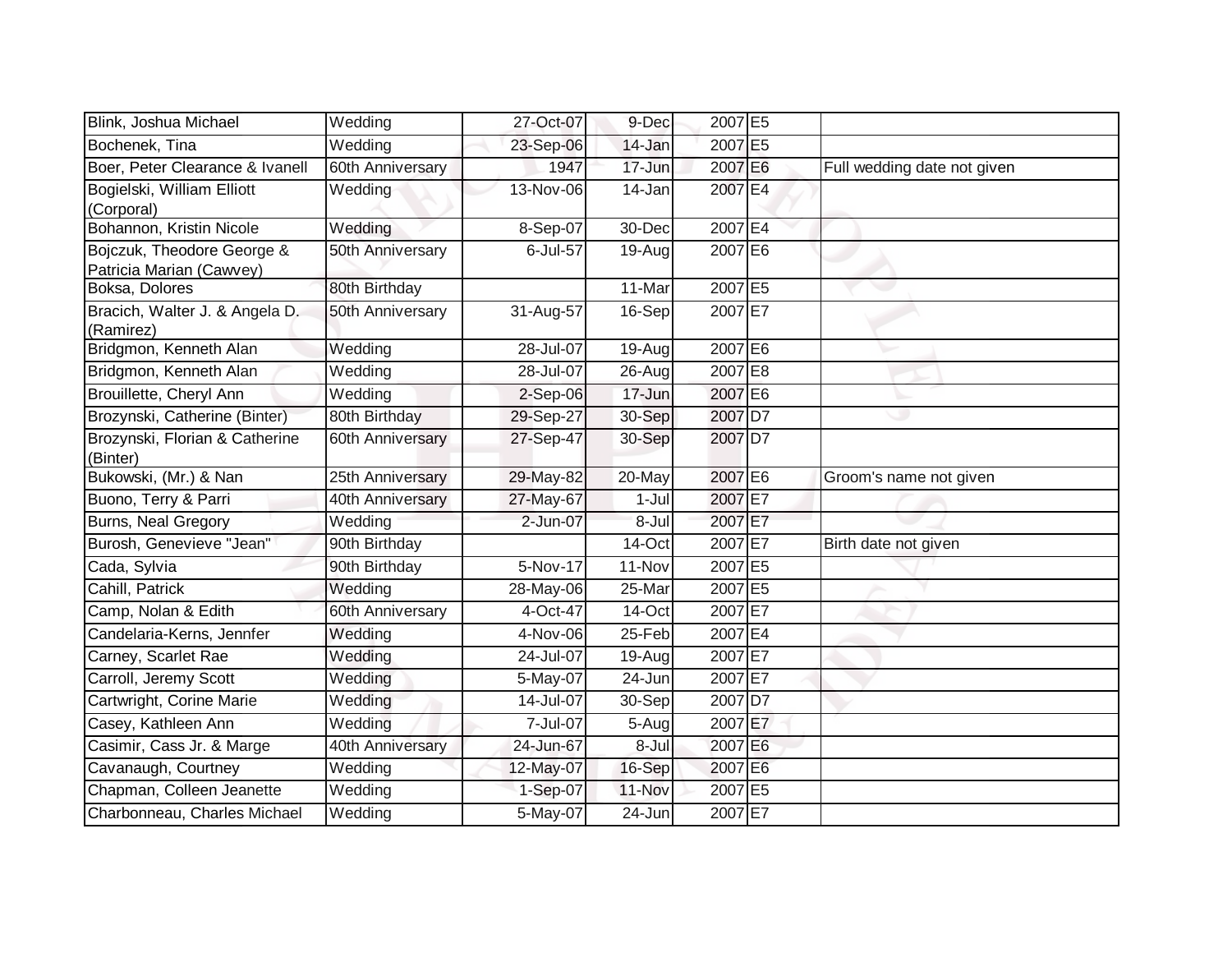| | | | | | | |
|---|---|---|---|---|---|---|
| Blink, Joshua Michael | Wedding | 27-Oct-07 | 9-Dec | 2007 | E5 | |
| Bochenek, Tina | Wedding | 23-Sep-06 | 14-Jan | 2007 | E5 | |
| Boer, Peter Clearance & Ivanell | 60th Anniversary | 1947 | 17-Jun | 2007 | E6 | Full wedding date not given |
| Bogielski, William Elliott (Corporal) | Wedding | 13-Nov-06 | 14-Jan | 2007 | E4 | |
| Bohannon, Kristin Nicole | Wedding | 8-Sep-07 | 30-Dec | 2007 | E4 | |
| Bojczuk, Theodore George & Patricia Marian (Cawvey) | 50th Anniversary | 6-Jul-57 | 19-Aug | 2007 | E6 | |
| Boksa, Dolores | 80th Birthday | | 11-Mar | 2007 | E5 | |
| Bracich, Walter J. & Angela D. (Ramirez) | 50th Anniversary | 31-Aug-57 | 16-Sep | 2007 | E7 | |
| Bridgmon, Kenneth Alan | Wedding | 28-Jul-07 | 19-Aug | 2007 | E6 | |
| Bridgmon, Kenneth Alan | Wedding | 28-Jul-07 | 26-Aug | 2007 | E8 | |
| Brouillette, Cheryl Ann | Wedding | 2-Sep-06 | 17-Jun | 2007 | E6 | |
| Brozynski, Catherine (Binter) | 80th Birthday | 29-Sep-27 | 30-Sep | 2007 | D7 | |
| Brozynski, Florian & Catherine (Binter) | 60th Anniversary | 27-Sep-47 | 30-Sep | 2007 | D7 | |
| Bukowski, (Mr.) & Nan | 25th Anniversary | 29-May-82 | 20-May | 2007 | E6 | Groom's name not given |
| Buono, Terry & Parri | 40th Anniversary | 27-May-67 | 1-Jul | 2007 | E7 | |
| Burns, Neal Gregory | Wedding | 2-Jun-07 | 8-Jul | 2007 | E7 | |
| Burosh, Genevieve "Jean" | 90th Birthday | | 14-Oct | 2007 | E7 | Birth date not given |
| Cada, Sylvia | 90th Birthday | 5-Nov-17 | 11-Nov | 2007 | E5 | |
| Cahill, Patrick | Wedding | 28-May-06 | 25-Mar | 2007 | E5 | |
| Camp, Nolan & Edith | 60th Anniversary | 4-Oct-47 | 14-Oct | 2007 | E7 | |
| Candelaria-Kerns, Jennfer | Wedding | 4-Nov-06 | 25-Feb | 2007 | E4 | |
| Carney, Scarlet Rae | Wedding | 24-Jul-07 | 19-Aug | 2007 | E7 | |
| Carroll, Jeremy Scott | Wedding | 5-May-07 | 24-Jun | 2007 | E7 | |
| Cartwright, Corine Marie | Wedding | 14-Jul-07 | 30-Sep | 2007 | D7 | |
| Casey, Kathleen Ann | Wedding | 7-Jul-07 | 5-Aug | 2007 | E7 | |
| Casimir, Cass Jr. & Marge | 40th Anniversary | 24-Jun-67 | 8-Jul | 2007 | E6 | |
| Cavanaugh, Courtney | Wedding | 12-May-07 | 16-Sep | 2007 | E6 | |
| Chapman, Colleen Jeanette | Wedding | 1-Sep-07 | 11-Nov | 2007 | E5 | |
| Charbonneau, Charles Michael | Wedding | 5-May-07 | 24-Jun | 2007 | E7 | |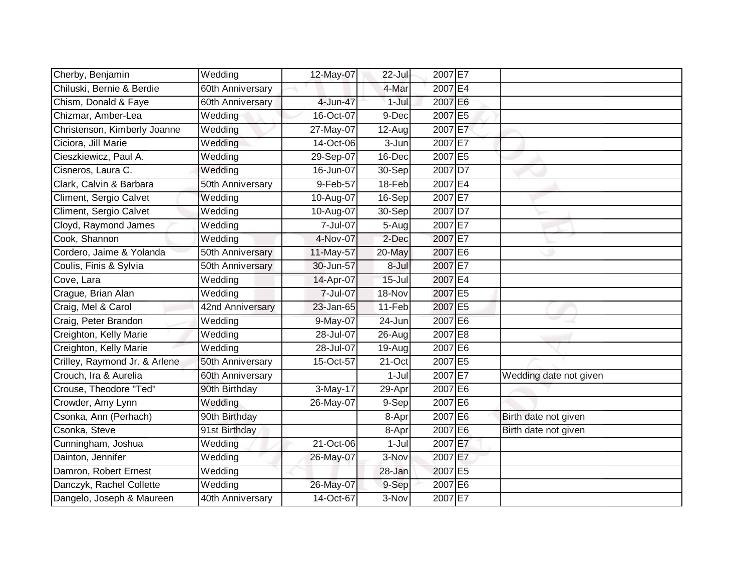| | | | | | | |
|---|---|---|---|---|---|---|
| Cherby, Benjamin | Wedding | 12-May-07 | 22-Jul | 2007 | E7 | |
| Chiluski, Bernie & Berdie | 60th Anniversary | | 4-Mar | 2007 | E4 | |
| Chism, Donald & Faye | 60th Anniversary | 4-Jun-47 | 1-Jul | 2007 | E6 | |
| Chizmar, Amber-Lea | Wedding | 16-Oct-07 | 9-Dec | 2007 | E5 | |
| Christenson, Kimberly Joanne | Wedding | 27-May-07 | 12-Aug | 2007 | E7 | |
| Ciciora, Jill Marie | Wedding | 14-Oct-06 | 3-Jun | 2007 | E7 | |
| Cieszkiewicz, Paul A. | Wedding | 29-Sep-07 | 16-Dec | 2007 | E5 | |
| Cisneros, Laura C. | Wedding | 16-Jun-07 | 30-Sep | 2007 | D7 | |
| Clark, Calvin & Barbara | 50th Anniversary | 9-Feb-57 | 18-Feb | 2007 | E4 | |
| Climent, Sergio Calvet | Wedding | 10-Aug-07 | 16-Sep | 2007 | E7 | |
| Climent, Sergio Calvet | Wedding | 10-Aug-07 | 30-Sep | 2007 | D7 | |
| Cloyd, Raymond James | Wedding | 7-Jul-07 | 5-Aug | 2007 | E7 | |
| Cook, Shannon | Wedding | 4-Nov-07 | 2-Dec | 2007 | E7 | |
| Cordero, Jaime & Yolanda | 50th Anniversary | 11-May-57 | 20-May | 2007 | E6 | |
| Coulis, Finis & Sylvia | 50th Anniversary | 30-Jun-57 | 8-Jul | 2007 | E7 | |
| Cove, Lara | Wedding | 14-Apr-07 | 15-Jul | 2007 | E4 | |
| Crague, Brian Alan | Wedding | 7-Jul-07 | 18-Nov | 2007 | E5 | |
| Craig, Mel & Carol | 42nd Anniversary | 23-Jan-65 | 11-Feb | 2007 | E5 | |
| Craig, Peter Brandon | Wedding | 9-May-07 | 24-Jun | 2007 | E6 | |
| Creighton, Kelly Marie | Wedding | 28-Jul-07 | 26-Aug | 2007 | E8 | |
| Creighton, Kelly Marie | Wedding | 28-Jul-07 | 19-Aug | 2007 | E6 | |
| Crilley, Raymond Jr. & Arlene | 50th Anniversary | 15-Oct-57 | 21-Oct | 2007 | E5 | |
| Crouch, Ira & Aurelia | 60th Anniversary | | 1-Jul | 2007 | E7 | Wedding date not given |
| Crouse, Theodore "Ted" | 90th Birthday | 3-May-17 | 29-Apr | 2007 | E6 | |
| Crowder, Amy Lynn | Wedding | 26-May-07 | 9-Sep | 2007 | E6 | |
| Csonka, Ann (Perhach) | 90th Birthday | | 8-Apr | 2007 | E6 | Birth date not given |
| Csonka, Steve | 91st Birthday | | 8-Apr | 2007 | E6 | Birth date not given |
| Cunningham, Joshua | Wedding | 21-Oct-06 | 1-Jul | 2007 | E7 | |
| Dainton, Jennifer | Wedding | 26-May-07 | 3-Nov | 2007 | E7 | |
| Damron, Robert Ernest | Wedding | | 28-Jan | 2007 | E5 | |
| Danczyk, Rachel Collette | Wedding | 26-May-07 | 9-Sep | 2007 | E6 | |
| Dangelo, Joseph & Maureen | 40th Anniversary | 14-Oct-67 | 3-Nov | 2007 | E7 | |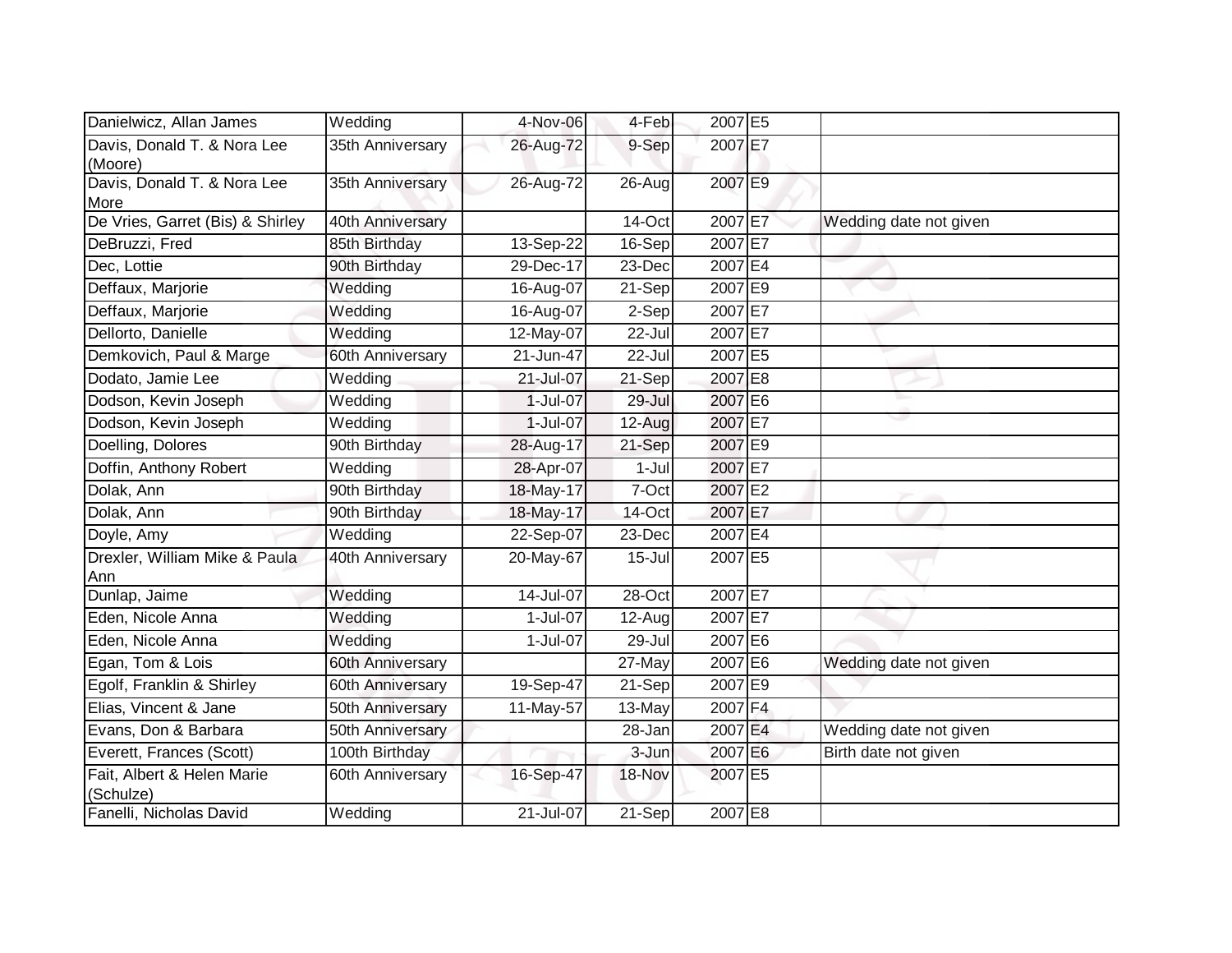| Danielwicz, Allan James | Wedding | 4-Nov-06 | 4-Feb | 2007 | E5 | |
|---|---|---|---|---|---|---|
| Davis, Donald T. & Nora Lee (Moore) | 35th Anniversary | 26-Aug-72 | 9-Sep | 2007 | E7 | |
| Davis, Donald T. & Nora Lee More | 35th Anniversary | 26-Aug-72 | 26-Aug | 2007 | E9 | |
| De Vries, Garret (Bis) & Shirley | 40th Anniversary | | 14-Oct | 2007 | E7 | Wedding date not given |
| DeBruzzi, Fred | 85th Birthday | 13-Sep-22 | 16-Sep | 2007 | E7 | |
| Dec, Lottie | 90th Birthday | 29-Dec-17 | 23-Dec | 2007 | E4 | |
| Deffaux, Marjorie | Wedding | 16-Aug-07 | 21-Sep | 2007 | E9 | |
| Deffaux, Marjorie | Wedding | 16-Aug-07 | 2-Sep | 2007 | E7 | |
| Dellorto, Danielle | Wedding | 12-May-07 | 22-Jul | 2007 | E7 | |
| Demkovich, Paul & Marge | 60th Anniversary | 21-Jun-47 | 22-Jul | 2007 | E5 | |
| Dodato, Jamie Lee | Wedding | 21-Jul-07 | 21-Sep | 2007 | E8 | |
| Dodson, Kevin Joseph | Wedding | 1-Jul-07 | 29-Jul | 2007 | E6 | |
| Dodson, Kevin Joseph | Wedding | 1-Jul-07 | 12-Aug | 2007 | E7 | |
| Doelling, Dolores | 90th Birthday | 28-Aug-17 | 21-Sep | 2007 | E9 | |
| Doffin, Anthony Robert | Wedding | 28-Apr-07 | 1-Jul | 2007 | E7 | |
| Dolak, Ann | 90th Birthday | 18-May-17 | 7-Oct | 2007 | E2 | |
| Dolak, Ann | 90th Birthday | 18-May-17 | 14-Oct | 2007 | E7 | |
| Doyle, Amy | Wedding | 22-Sep-07 | 23-Dec | 2007 | E4 | |
| Drexler, William Mike & Paula Ann | 40th Anniversary | 20-May-67 | 15-Jul | 2007 | E5 | |
| Dunlap, Jaime | Wedding | 14-Jul-07 | 28-Oct | 2007 | E7 | |
| Eden, Nicole Anna | Wedding | 1-Jul-07 | 12-Aug | 2007 | E7 | |
| Eden, Nicole Anna | Wedding | 1-Jul-07 | 29-Jul | 2007 | E6 | |
| Egan, Tom & Lois | 60th Anniversary | | 27-May | 2007 | E6 | Wedding date not given |
| Egolf, Franklin & Shirley | 60th Anniversary | 19-Sep-47 | 21-Sep | 2007 | E9 | |
| Elias, Vincent & Jane | 50th Anniversary | 11-May-57 | 13-May | 2007 | F4 | |
| Evans, Don & Barbara | 50th Anniversary | | 28-Jan | 2007 | E4 | Wedding date not given |
| Everett, Frances (Scott) | 100th Birthday | | 3-Jun | 2007 | E6 | Birth date not given |
| Fait, Albert & Helen Marie (Schulze) | 60th Anniversary | 16-Sep-47 | 18-Nov | 2007 | E5 | |
| Fanelli, Nicholas David | Wedding | 21-Jul-07 | 21-Sep | 2007 | E8 | |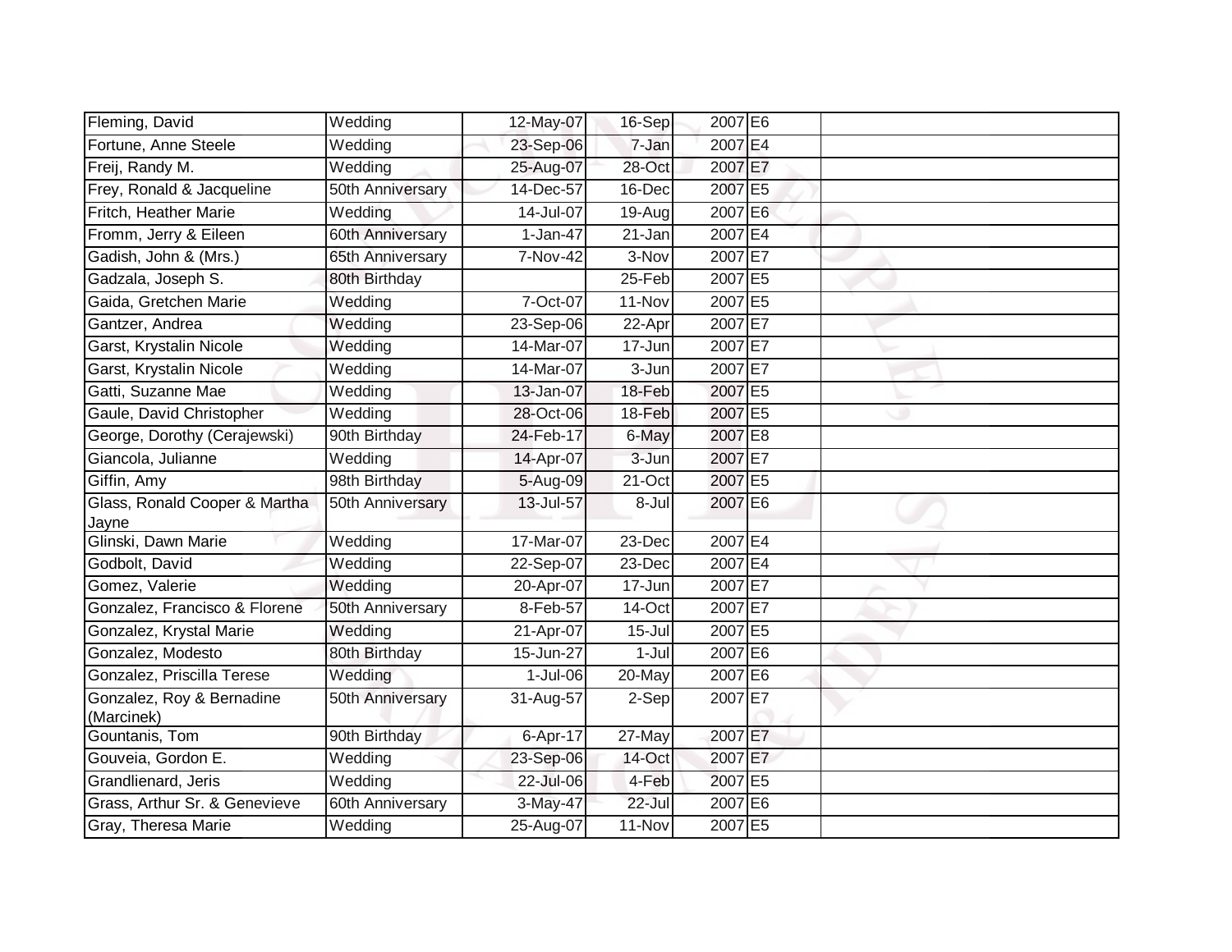| Fleming, David | Wedding | 12-May-07 | 16-Sep | 2007 | E6 | |
|---|---|---|---|---|---|---|
| Fortune, Anne Steele | Wedding | 23-Sep-06 | 7-Jan | 2007 | E4 | |
| Freij, Randy M. | Wedding | 25-Aug-07 | 28-Oct | 2007 | E7 | |
| Frey, Ronald & Jacqueline | 50th Anniversary | 14-Dec-57 | 16-Dec | 2007 | E5 | |
| Fritch, Heather Marie | Wedding | 14-Jul-07 | 19-Aug | 2007 | E6 | |
| Fromm, Jerry & Eileen | 60th Anniversary | 1-Jan-47 | 21-Jan | 2007 | E4 | |
| Gadish, John & (Mrs.) | 65th Anniversary | 7-Nov-42 | 3-Nov | 2007 | E7 | |
| Gadzala, Joseph S. | 80th Birthday | | 25-Feb | 2007 | E5 | |
| Gaida, Gretchen Marie | Wedding | 7-Oct-07 | 11-Nov | 2007 | E5 | |
| Gantzer, Andrea | Wedding | 23-Sep-06 | 22-Apr | 2007 | E7 | |
| Garst, Krystalin Nicole | Wedding | 14-Mar-07 | 17-Jun | 2007 | E7 | |
| Garst, Krystalin Nicole | Wedding | 14-Mar-07 | 3-Jun | 2007 | E7 | |
| Gatti, Suzanne Mae | Wedding | 13-Jan-07 | 18-Feb | 2007 | E5 | |
| Gaule, David Christopher | Wedding | 28-Oct-06 | 18-Feb | 2007 | E5 | |
| George, Dorothy (Cerajewski) | 90th Birthday | 24-Feb-17 | 6-May | 2007 | E8 | |
| Giancola, Julianne | Wedding | 14-Apr-07 | 3-Jun | 2007 | E7 | |
| Giffin, Amy | 98th Birthday | 5-Aug-09 | 21-Oct | 2007 | E5 | |
| Glass, Ronald Cooper & Martha Jayne | 50th Anniversary | 13-Jul-57 | 8-Jul | 2007 | E6 | |
| Glinski, Dawn Marie | Wedding | 17-Mar-07 | 23-Dec | 2007 | E4 | |
| Godbolt, David | Wedding | 22-Sep-07 | 23-Dec | 2007 | E4 | |
| Gomez, Valerie | Wedding | 20-Apr-07 | 17-Jun | 2007 | E7 | |
| Gonzalez, Francisco & Florene | 50th Anniversary | 8-Feb-57 | 14-Oct | 2007 | E7 | |
| Gonzalez, Krystal Marie | Wedding | 21-Apr-07 | 15-Jul | 2007 | E5 | |
| Gonzalez, Modesto | 80th Birthday | 15-Jun-27 | 1-Jul | 2007 | E6 | |
| Gonzalez, Priscilla Terese | Wedding | 1-Jul-06 | 20-May | 2007 | E6 | |
| Gonzalez, Roy & Bernadine (Marcinek) | 50th Anniversary | 31-Aug-57 | 2-Sep | 2007 | E7 | |
| Gountanis, Tom | 90th Birthday | 6-Apr-17 | 27-May | 2007 | E7 | |
| Gouveia, Gordon E. | Wedding | 23-Sep-06 | 14-Oct | 2007 | E7 | |
| Grandlienard, Jeris | Wedding | 22-Jul-06 | 4-Feb | 2007 | E5 | |
| Grass, Arthur Sr. & Genevieve | 60th Anniversary | 3-May-47 | 22-Jul | 2007 | E6 | |
| Gray, Theresa Marie | Wedding | 25-Aug-07 | 11-Nov | 2007 | E5 | |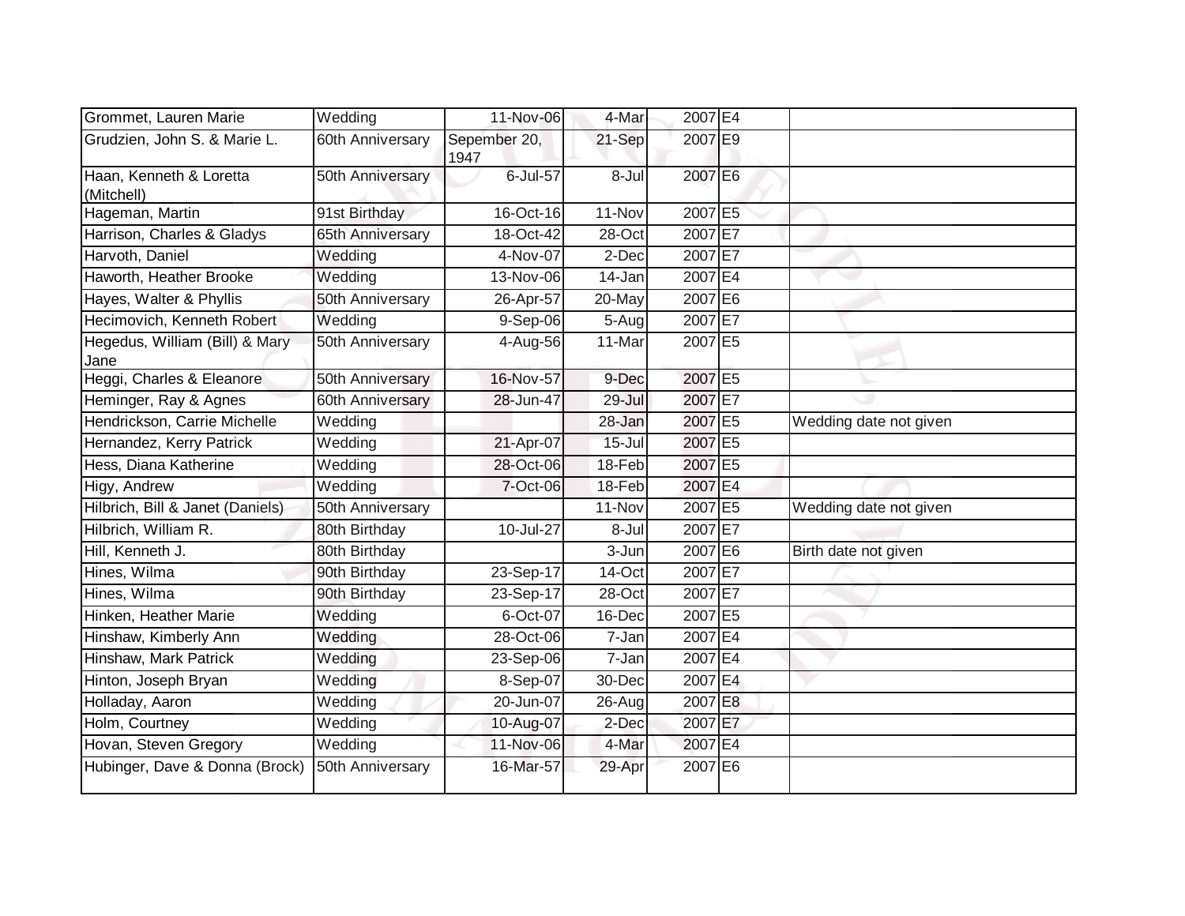| | | | | | | |
|---|---|---|---|---|---|---|
| Grommet, Lauren Marie | Wedding | 11-Nov-06 | 4-Mar | 2007 | E4 | |
| Grudzien, John S. & Marie L. | 60th Anniversary | Sepember 20, 1947 | 21-Sep | 2007 | E9 | |
| Haan, Kenneth & Loretta (Mitchell) | 50th Anniversary | 6-Jul-57 | 8-Jul | 2007 | E6 | |
| Hageman, Martin | 91st Birthday | 16-Oct-16 | 11-Nov | 2007 | E5 | |
| Harrison, Charles & Gladys | 65th Anniversary | 18-Oct-42 | 28-Oct | 2007 | E7 | |
| Harvoth, Daniel | Wedding | 4-Nov-07 | 2-Dec | 2007 | E7 | |
| Haworth, Heather Brooke | Wedding | 13-Nov-06 | 14-Jan | 2007 | E4 | |
| Hayes, Walter & Phyllis | 50th Anniversary | 26-Apr-57 | 20-May | 2007 | E6 | |
| Hecimovich, Kenneth Robert | Wedding | 9-Sep-06 | 5-Aug | 2007 | E7 | |
| Hegedus, William (Bill) & Mary Jane | 50th Anniversary | 4-Aug-56 | 11-Mar | 2007 | E5 | |
| Heggi, Charles & Eleanore | 50th Anniversary | 16-Nov-57 | 9-Dec | 2007 | E5 | |
| Heminger, Ray & Agnes | 60th Anniversary | 28-Jun-47 | 29-Jul | 2007 | E7 | |
| Hendrickson, Carrie Michelle | Wedding | | 28-Jan | 2007 | E5 | Wedding date not given |
| Hernandez, Kerry Patrick | Wedding | 21-Apr-07 | 15-Jul | 2007 | E5 | |
| Hess, Diana Katherine | Wedding | 28-Oct-06 | 18-Feb | 2007 | E5 | |
| Higy, Andrew | Wedding | 7-Oct-06 | 18-Feb | 2007 | E4 | |
| Hilbrich, Bill & Janet (Daniels) | 50th Anniversary | | 11-Nov | 2007 | E5 | Wedding date not given |
| Hilbrich, William R. | 80th Birthday | 10-Jul-27 | 8-Jul | 2007 | E7 | |
| Hill, Kenneth J. | 80th Birthday | | 3-Jun | 2007 | E6 | Birth date not given |
| Hines, Wilma | 90th Birthday | 23-Sep-17 | 14-Oct | 2007 | E7 | |
| Hines, Wilma | 90th Birthday | 23-Sep-17 | 28-Oct | 2007 | E7 | |
| Hinken, Heather Marie | Wedding | 6-Oct-07 | 16-Dec | 2007 | E5 | |
| Hinshaw, Kimberly Ann | Wedding | 28-Oct-06 | 7-Jan | 2007 | E4 | |
| Hinshaw, Mark Patrick | Wedding | 23-Sep-06 | 7-Jan | 2007 | E4 | |
| Hinton, Joseph Bryan | Wedding | 8-Sep-07 | 30-Dec | 2007 | E4 | |
| Holladay, Aaron | Wedding | 20-Jun-07 | 26-Aug | 2007 | E8 | |
| Holm, Courtney | Wedding | 10-Aug-07 | 2-Dec | 2007 | E7 | |
| Hovan, Steven Gregory | Wedding | 11-Nov-06 | 4-Mar | 2007 | E4 | |
| Hubinger, Dave & Donna (Brock) | 50th Anniversary | 16-Mar-57 | 29-Apr | 2007 | E6 | |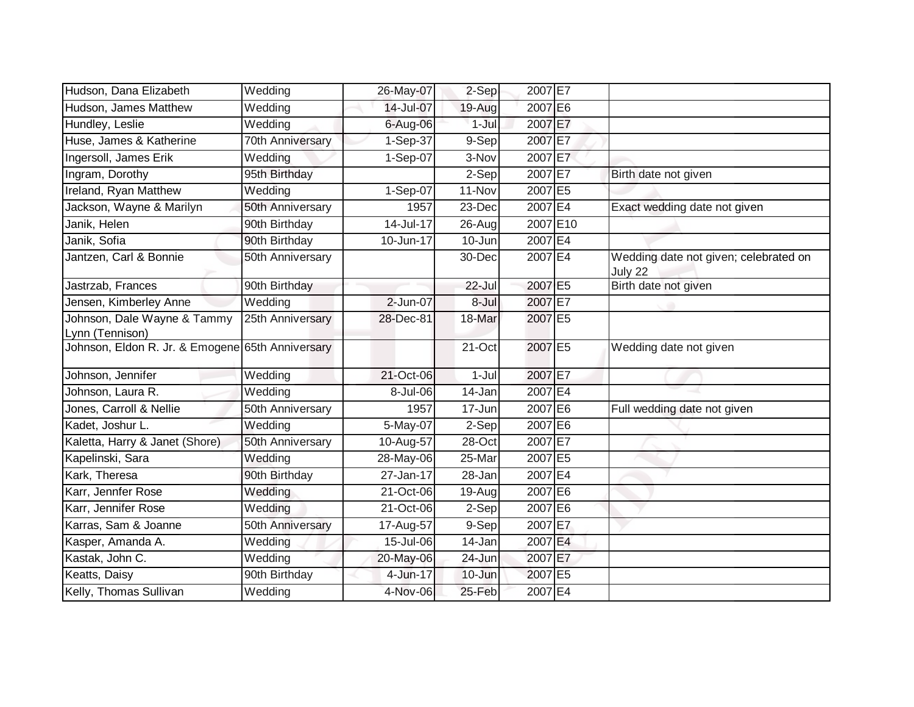| Hudson, Dana Elizabeth | Wedding | 26-May-07 | 2-Sep | 2007 | E7 | |
|---|---|---|---|---|---|---|
| Hudson, James Matthew | Wedding | 14-Jul-07 | 19-Aug | 2007 | E6 | |
| Hundley, Leslie | Wedding | 6-Aug-06 | 1-Jul | 2007 | E7 | |
| Huse, James & Katherine | 70th Anniversary | 1-Sep-37 | 9-Sep | 2007 | E7 | |
| Ingersoll, James Erik | Wedding | 1-Sep-07 | 3-Nov | 2007 | E7 | |
| Ingram, Dorothy | 95th Birthday | | 2-Sep | 2007 | E7 | Birth date not given |
| Ireland, Ryan Matthew | Wedding | 1-Sep-07 | 11-Nov | 2007 | E5 | |
| Jackson, Wayne & Marilyn | 50th Anniversary | 1957 | 23-Dec | 2007 | E4 | Exact wedding date not given |
| Janik, Helen | 90th Birthday | 14-Jul-17 | 26-Aug | 2007 | E10 | |
| Janik, Sofia | 90th Birthday | 10-Jun-17 | 10-Jun | 2007 | E4 | |
| Jantzen, Carl & Bonnie | 50th Anniversary | | 30-Dec | 2007 | E4 | Wedding date not given; celebrated on July 22 |
| Jastrzab, Frances | 90th Birthday | | 22-Jul | 2007 | E5 | Birth date not given |
| Jensen, Kimberley Anne | Wedding | 2-Jun-07 | 8-Jul | 2007 | E7 | |
| Johnson, Dale Wayne & Tammy Lynn (Tennison) | 25th Anniversary | 28-Dec-81 | 18-Mar | 2007 | E5 | |
| Johnson, Eldon R. Jr. & Emogene | 65th Anniversary | | 21-Oct | 2007 | E5 | Wedding date not given |
| Johnson, Jennifer | Wedding | 21-Oct-06 | 1-Jul | 2007 | E7 | |
| Johnson, Laura R. | Wedding | 8-Jul-06 | 14-Jan | 2007 | E4 | |
| Jones, Carroll & Nellie | 50th Anniversary | 1957 | 17-Jun | 2007 | E6 | Full wedding date not given |
| Kadet, Joshur L. | Wedding | 5-May-07 | 2-Sep | 2007 | E6 | |
| Kaletta, Harry & Janet (Shore) | 50th Anniversary | 10-Aug-57 | 28-Oct | 2007 | E7 | |
| Kapelinski, Sara | Wedding | 28-May-06 | 25-Mar | 2007 | E5 | |
| Kark, Theresa | 90th Birthday | 27-Jan-17 | 28-Jan | 2007 | E4 | |
| Karr, Jennfer Rose | Wedding | 21-Oct-06 | 19-Aug | 2007 | E6 | |
| Karr, Jennifer Rose | Wedding | 21-Oct-06 | 2-Sep | 2007 | E6 | |
| Karras, Sam & Joanne | 50th Anniversary | 17-Aug-57 | 9-Sep | 2007 | E7 | |
| Kasper, Amanda A. | Wedding | 15-Jul-06 | 14-Jan | 2007 | E4 | |
| Kastak, John C. | Wedding | 20-May-06 | 24-Jun | 2007 | E7 | |
| Keatts, Daisy | 90th Birthday | 4-Jun-17 | 10-Jun | 2007 | E5 | |
| Kelly, Thomas Sullivan | Wedding | 4-Nov-06 | 25-Feb | 2007 | E4 | |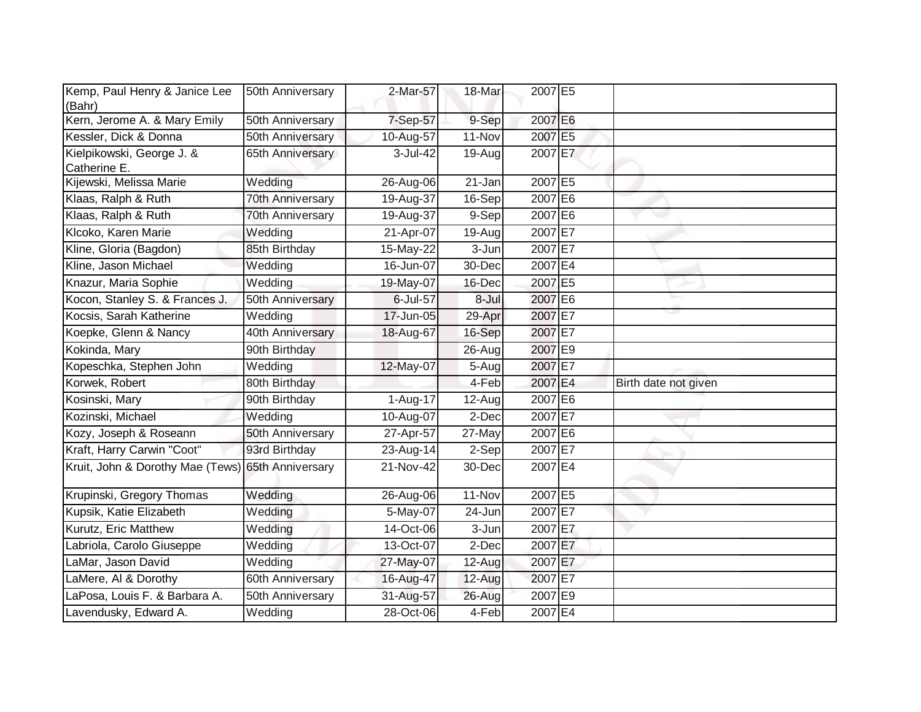| | | | | | | |
|---|---|---|---|---|---|---|
| Kemp, Paul Henry & Janice Lee (Bahr) | 50th Anniversary | 2-Mar-57 | 18-Mar | 2007 | E5 | |
| Kern, Jerome A. & Mary Emily | 50th Anniversary | 7-Sep-57 | 9-Sep | 2007 | E6 | |
| Kessler, Dick & Donna | 50th Anniversary | 10-Aug-57 | 11-Nov | 2007 | E5 | |
| Kielpikowski, George J. & Catherine E. | 65th Anniversary | 3-Jul-42 | 19-Aug | 2007 | E7 | |
| Kijewski, Melissa Marie | Wedding | 26-Aug-06 | 21-Jan | 2007 | E5 | |
| Klaas, Ralph & Ruth | 70th Anniversary | 19-Aug-37 | 16-Sep | 2007 | E6 | |
| Klaas, Ralph & Ruth | 70th Anniversary | 19-Aug-37 | 9-Sep | 2007 | E6 | |
| Klcoko, Karen Marie | Wedding | 21-Apr-07 | 19-Aug | 2007 | E7 | |
| Kline, Gloria (Bagdon) | 85th Birthday | 15-May-22 | 3-Jun | 2007 | E7 | |
| Kline, Jason Michael | Wedding | 16-Jun-07 | 30-Dec | 2007 | E4 | |
| Knazur, Maria Sophie | Wedding | 19-May-07 | 16-Dec | 2007 | E5 | |
| Kocon, Stanley S. & Frances J. | 50th Anniversary | 6-Jul-57 | 8-Jul | 2007 | E6 | |
| Kocsis, Sarah Katherine | Wedding | 17-Jun-05 | 29-Apr | 2007 | E7 | |
| Koepke, Glenn & Nancy | 40th Anniversary | 18-Aug-67 | 16-Sep | 2007 | E7 | |
| Kokinda, Mary | 90th Birthday | | 26-Aug | 2007 | E9 | |
| Kopeschka, Stephen John | Wedding | 12-May-07 | 5-Aug | 2007 | E7 | |
| Korwek, Robert | 80th Birthday | | 4-Feb | 2007 | E4 | Birth date not given |
| Kosinski, Mary | 90th Birthday | 1-Aug-17 | 12-Aug | 2007 | E6 | |
| Kozinski, Michael | Wedding | 10-Aug-07 | 2-Dec | 2007 | E7 | |
| Kozy, Joseph & Roseann | 50th Anniversary | 27-Apr-57 | 27-May | 2007 | E6 | |
| Kraft, Harry Carwin "Coot" | 93rd Birthday | 23-Aug-14 | 2-Sep | 2007 | E7 | |
| Kruit, John & Dorothy Mae (Tews) | 65th Anniversary | 21-Nov-42 | 30-Dec | 2007 | E4 | |
| Krupinski, Gregory Thomas | Wedding | 26-Aug-06 | 11-Nov | 2007 | E5 | |
| Kupsik, Katie Elizabeth | Wedding | 5-May-07 | 24-Jun | 2007 | E7 | |
| Kurutz, Eric Matthew | Wedding | 14-Oct-06 | 3-Jun | 2007 | E7 | |
| Labriola, Carolo Giuseppe | Wedding | 13-Oct-07 | 2-Dec | 2007 | E7 | |
| LaMar, Jason David | Wedding | 27-May-07 | 12-Aug | 2007 | E7 | |
| LaMere, Al & Dorothy | 60th Anniversary | 16-Aug-47 | 12-Aug | 2007 | E7 | |
| LaPosa, Louis F. & Barbara A. | 50th Anniversary | 31-Aug-57 | 26-Aug | 2007 | E9 | |
| Lavendusky, Edward A. | Wedding | 28-Oct-06 | 4-Feb | 2007 | E4 | |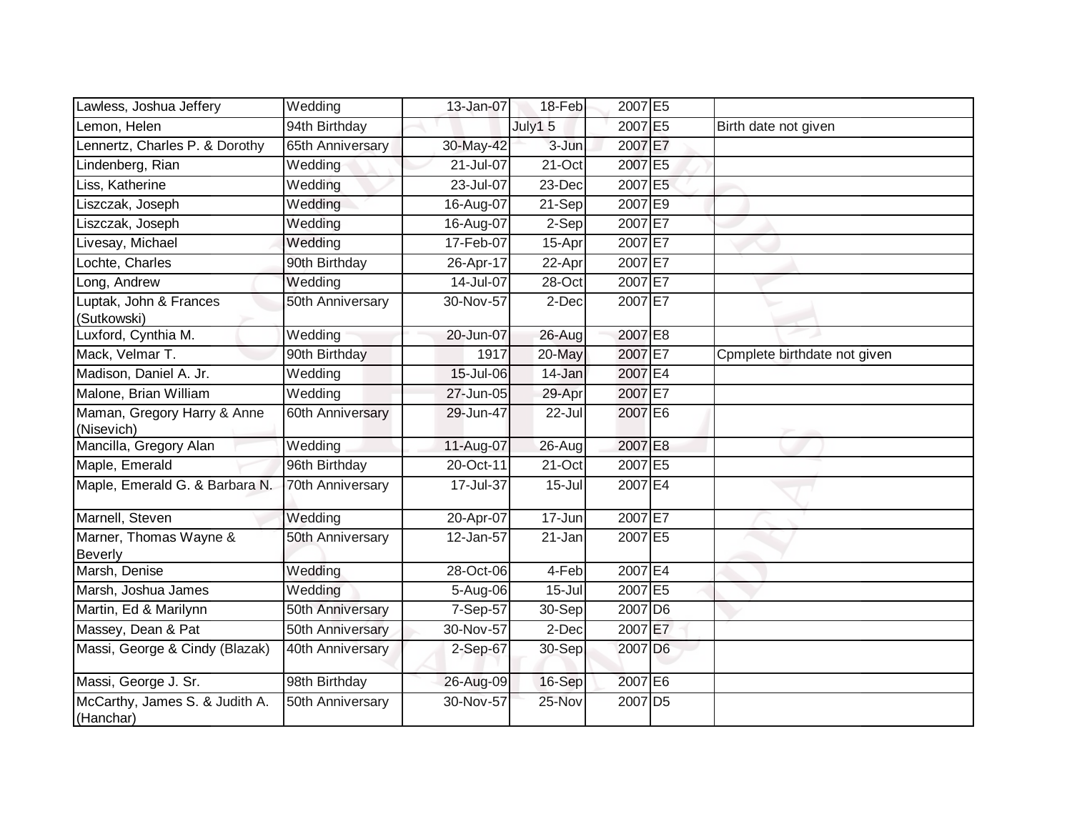| | | | | | | |
|---|---|---|---|---|---|---|
| Lawless, Joshua Jeffery | Wedding | 13-Jan-07 | 18-Feb | 2007 | E5 | |
| Lemon, Helen | 94th Birthday | | July1 5 | 2007 | E5 | Birth date not given |
| Lennertz, Charles P. & Dorothy | 65th Anniversary | 30-May-42 | 3-Jun | 2007 | E7 | |
| Lindenberg, Rian | Wedding | 21-Jul-07 | 21-Oct | 2007 | E5 | |
| Liss, Katherine | Wedding | 23-Jul-07 | 23-Dec | 2007 | E5 | |
| Liszczak, Joseph | Wedding | 16-Aug-07 | 21-Sep | 2007 | E9 | |
| Liszczak, Joseph | Wedding | 16-Aug-07 | 2-Sep | 2007 | E7 | |
| Livesay, Michael | Wedding | 17-Feb-07 | 15-Apr | 2007 | E7 | |
| Lochte, Charles | 90th Birthday | 26-Apr-17 | 22-Apr | 2007 | E7 | |
| Long, Andrew | Wedding | 14-Jul-07 | 28-Oct | 2007 | E7 | |
| Luptak, John & Frances (Sutkowski) | 50th Anniversary | 30-Nov-57 | 2-Dec | 2007 | E7 | |
| Luxford, Cynthia M. | Wedding | 20-Jun-07 | 26-Aug | 2007 | E8 | |
| Mack, Velmar T. | 90th Birthday | 1917 | 20-May | 2007 | E7 | Cpmplete birthdate not given |
| Madison, Daniel A. Jr. | Wedding | 15-Jul-06 | 14-Jan | 2007 | E4 | |
| Malone, Brian William | Wedding | 27-Jun-05 | 29-Apr | 2007 | E7 | |
| Maman, Gregory Harry & Anne (Nisevich) | 60th Anniversary | 29-Jun-47 | 22-Jul | 2007 | E6 | |
| Mancilla, Gregory Alan | Wedding | 11-Aug-07 | 26-Aug | 2007 | E8 | |
| Maple, Emerald | 96th Birthday | 20-Oct-11 | 21-Oct | 2007 | E5 | |
| Maple, Emerald G. & Barbara N. | 70th Anniversary | 17-Jul-37 | 15-Jul | 2007 | E4 | |
| Marnell, Steven | Wedding | 20-Apr-07 | 17-Jun | 2007 | E7 | |
| Marner, Thomas Wayne & Beverly | 50th Anniversary | 12-Jan-57 | 21-Jan | 2007 | E5 | |
| Marsh, Denise | Wedding | 28-Oct-06 | 4-Feb | 2007 | E4 | |
| Marsh, Joshua James | Wedding | 5-Aug-06 | 15-Jul | 2007 | E5 | |
| Martin, Ed & Marilynn | 50th Anniversary | 7-Sep-57 | 30-Sep | 2007 | D6 | |
| Massey, Dean & Pat | 50th Anniversary | 30-Nov-57 | 2-Dec | 2007 | E7 | |
| Massi, George & Cindy (Blazak) | 40th Anniversary | 2-Sep-67 | 30-Sep | 2007 | D6 | |
| Massi, George J. Sr. | 98th Birthday | 26-Aug-09 | 16-Sep | 2007 | E6 | |
| McCarthy, James S. & Judith A. (Hanchar) | 50th Anniversary | 30-Nov-57 | 25-Nov | 2007 | D5 | |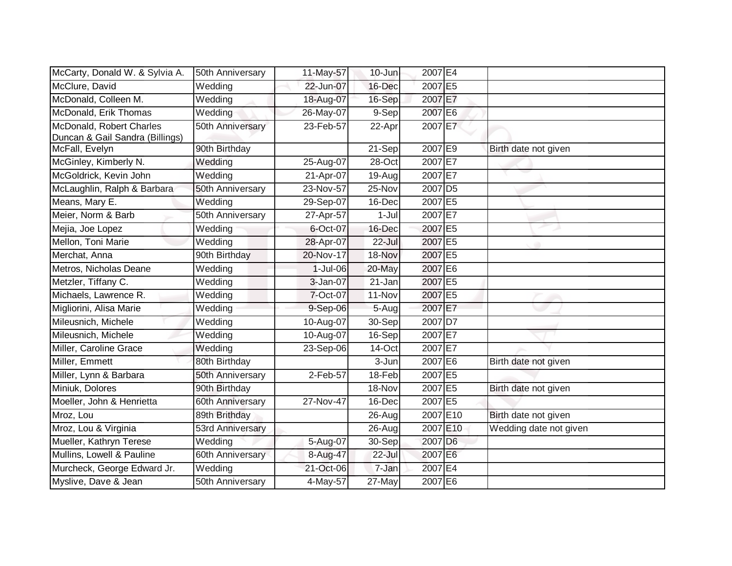| | | | | | | |
|---|---|---|---|---|---|---|
| McCarty, Donald W. & Sylvia A. | 50th Anniversary | 11-May-57 | 10-Jun | 2007 | E4 | |
| McClure, David | Wedding | 22-Jun-07 | 16-Dec | 2007 | E5 | |
| McDonald, Colleen M. | Wedding | 18-Aug-07 | 16-Sep | 2007 | E7 | |
| McDonald, Erik Thomas | Wedding | 26-May-07 | 9-Sep | 2007 | E6 | |
| McDonald, Robert Charles Duncan & Gail Sandra (Billings) | 50th Anniversary | 23-Feb-57 | 22-Apr | 2007 | E7 | |
| McFall, Evelyn | 90th Birthday | | 21-Sep | 2007 | E9 | Birth date not given |
| McGinley, Kimberly N. | Wedding | 25-Aug-07 | 28-Oct | 2007 | E7 | |
| McGoldrick, Kevin John | Wedding | 21-Apr-07 | 19-Aug | 2007 | E7 | |
| McLaughlin, Ralph & Barbara | 50th Anniversary | 23-Nov-57 | 25-Nov | 2007 | D5 | |
| Means, Mary E. | Wedding | 29-Sep-07 | 16-Dec | 2007 | E5 | |
| Meier, Norm & Barb | 50th Anniversary | 27-Apr-57 | 1-Jul | 2007 | E7 | |
| Mejia, Joe Lopez | Wedding | 6-Oct-07 | 16-Dec | 2007 | E5 | |
| Mellon, Toni Marie | Wedding | 28-Apr-07 | 22-Jul | 2007 | E5 | |
| Merchat, Anna | 90th Birthday | 20-Nov-17 | 18-Nov | 2007 | E5 | |
| Metros, Nicholas Deane | Wedding | 1-Jul-06 | 20-May | 2007 | E6 | |
| Metzler, Tiffany C. | Wedding | 3-Jan-07 | 21-Jan | 2007 | E5 | |
| Michaels, Lawrence R. | Wedding | 7-Oct-07 | 11-Nov | 2007 | E5 | |
| Migliorini, Alisa Marie | Wedding | 9-Sep-06 | 5-Aug | 2007 | E7 | |
| Mileusnich, Michele | Wedding | 10-Aug-07 | 30-Sep | 2007 | D7 | |
| Mileusnich, Michele | Wedding | 10-Aug-07 | 16-Sep | 2007 | E7 | |
| Miller, Caroline Grace | Wedding | 23-Sep-06 | 14-Oct | 2007 | E7 | |
| Miller, Emmett | 80th Birthday | | 3-Jun | 2007 | E6 | Birth date not given |
| Miller, Lynn & Barbara | 50th Anniversary | 2-Feb-57 | 18-Feb | 2007 | E5 | |
| Miniuk, Dolores | 90th Birthday | | 18-Nov | 2007 | E5 | Birth date not given |
| Moeller, John & Henrietta | 60th Anniversary | 27-Nov-47 | 16-Dec | 2007 | E5 | |
| Mroz, Lou | 89th Brithday | | 26-Aug | 2007 | E10 | Birth date not given |
| Mroz, Lou & Virginia | 53rd Anniversary | | 26-Aug | 2007 | E10 | Wedding date not given |
| Mueller, Kathryn Terese | Wedding | 5-Aug-07 | 30-Sep | 2007 | D6 | |
| Mullins, Lowell & Pauline | 60th Anniversary | 8-Aug-47 | 22-Jul | 2007 | E6 | |
| Murcheck, George Edward Jr. | Wedding | 21-Oct-06 | 7-Jan | 2007 | E4 | |
| Myslive, Dave & Jean | 50th Anniversary | 4-May-57 | 27-May | 2007 | E6 | |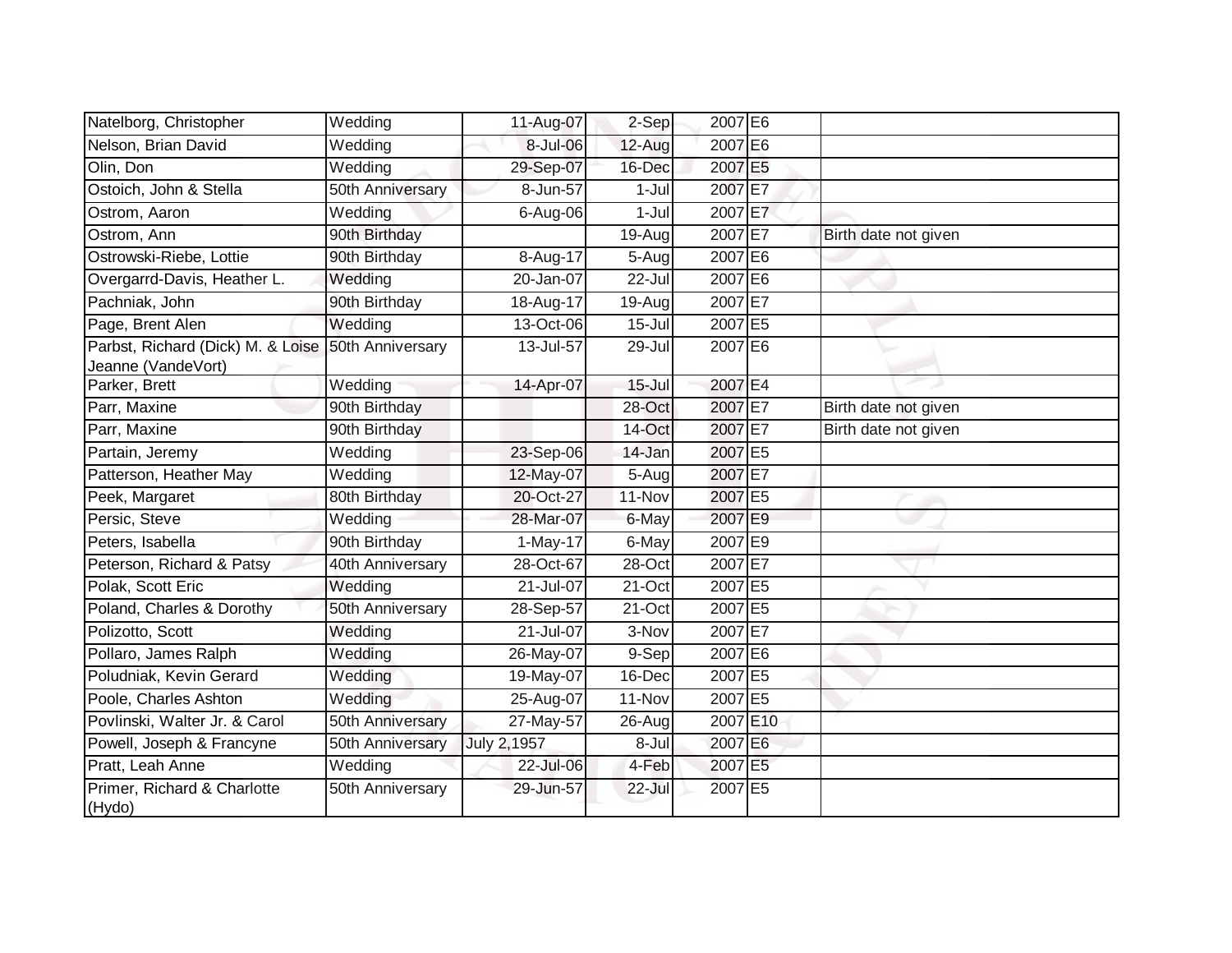| | | | | | | |
|---|---|---|---|---|---|---|
| Natelborg, Christopher | Wedding | 11-Aug-07 | 2-Sep | 2007 | E6 | |
| Nelson, Brian David | Wedding | 8-Jul-06 | 12-Aug | 2007 | E6 | |
| Olin, Don | Wedding | 29-Sep-07 | 16-Dec | 2007 | E5 | |
| Ostoich, John & Stella | 50th Anniversary | 8-Jun-57 | 1-Jul | 2007 | E7 | |
| Ostrom, Aaron | Wedding | 6-Aug-06 | 1-Jul | 2007 | E7 | |
| Ostrom, Ann | 90th Birthday | | 19-Aug | 2007 | E7 | Birth date not given |
| Ostrowski-Riebe, Lottie | 90th Birthday | 8-Aug-17 | 5-Aug | 2007 | E6 | |
| Overgarrd-Davis, Heather L. | Wedding | 20-Jan-07 | 22-Jul | 2007 | E6 | |
| Pachniak, John | 90th Birthday | 18-Aug-17 | 19-Aug | 2007 | E7 | |
| Page, Brent Alen | Wedding | 13-Oct-06 | 15-Jul | 2007 | E5 | |
| Parbst, Richard (Dick) M. & Loise Jeanne (VandeVort) | 50th Anniversary | 13-Jul-57 | 29-Jul | 2007 | E6 | |
| Parker, Brett | Wedding | 14-Apr-07 | 15-Jul | 2007 | E4 | |
| Parr, Maxine | 90th Birthday | | 28-Oct | 2007 | E7 | Birth date not given |
| Parr, Maxine | 90th Birthday | | 14-Oct | 2007 | E7 | Birth date not given |
| Partain, Jeremy | Wedding | 23-Sep-06 | 14-Jan | 2007 | E5 | |
| Patterson, Heather May | Wedding | 12-May-07 | 5-Aug | 2007 | E7 | |
| Peek, Margaret | 80th Birthday | 20-Oct-27 | 11-Nov | 2007 | E5 | |
| Persic, Steve | Wedding | 28-Mar-07 | 6-May | 2007 | E9 | |
| Peters, Isabella | 90th Birthday | 1-May-17 | 6-May | 2007 | E9 | |
| Peterson, Richard & Patsy | 40th Anniversary | 28-Oct-67 | 28-Oct | 2007 | E7 | |
| Polak, Scott Eric | Wedding | 21-Jul-07 | 21-Oct | 2007 | E5 | |
| Poland, Charles & Dorothy | 50th Anniversary | 28-Sep-57 | 21-Oct | 2007 | E5 | |
| Polizotto, Scott | Wedding | 21-Jul-07 | 3-Nov | 2007 | E7 | |
| Pollaro, James Ralph | Wedding | 26-May-07 | 9-Sep | 2007 | E6 | |
| Poludniak, Kevin Gerard | Wedding | 19-May-07 | 16-Dec | 2007 | E5 | |
| Poole, Charles Ashton | Wedding | 25-Aug-07 | 11-Nov | 2007 | E5 | |
| Povlinski, Walter Jr. & Carol | 50th Anniversary | 27-May-57 | 26-Aug | 2007 | E10 | |
| Powell, Joseph & Francyne | 50th Anniversary | July 2,1957 | 8-Jul | 2007 | E6 | |
| Pratt, Leah Anne | Wedding | 22-Jul-06 | 4-Feb | 2007 | E5 | |
| Primer, Richard & Charlotte (Hydo) | 50th Anniversary | 29-Jun-57 | 22-Jul | 2007 | E5 | |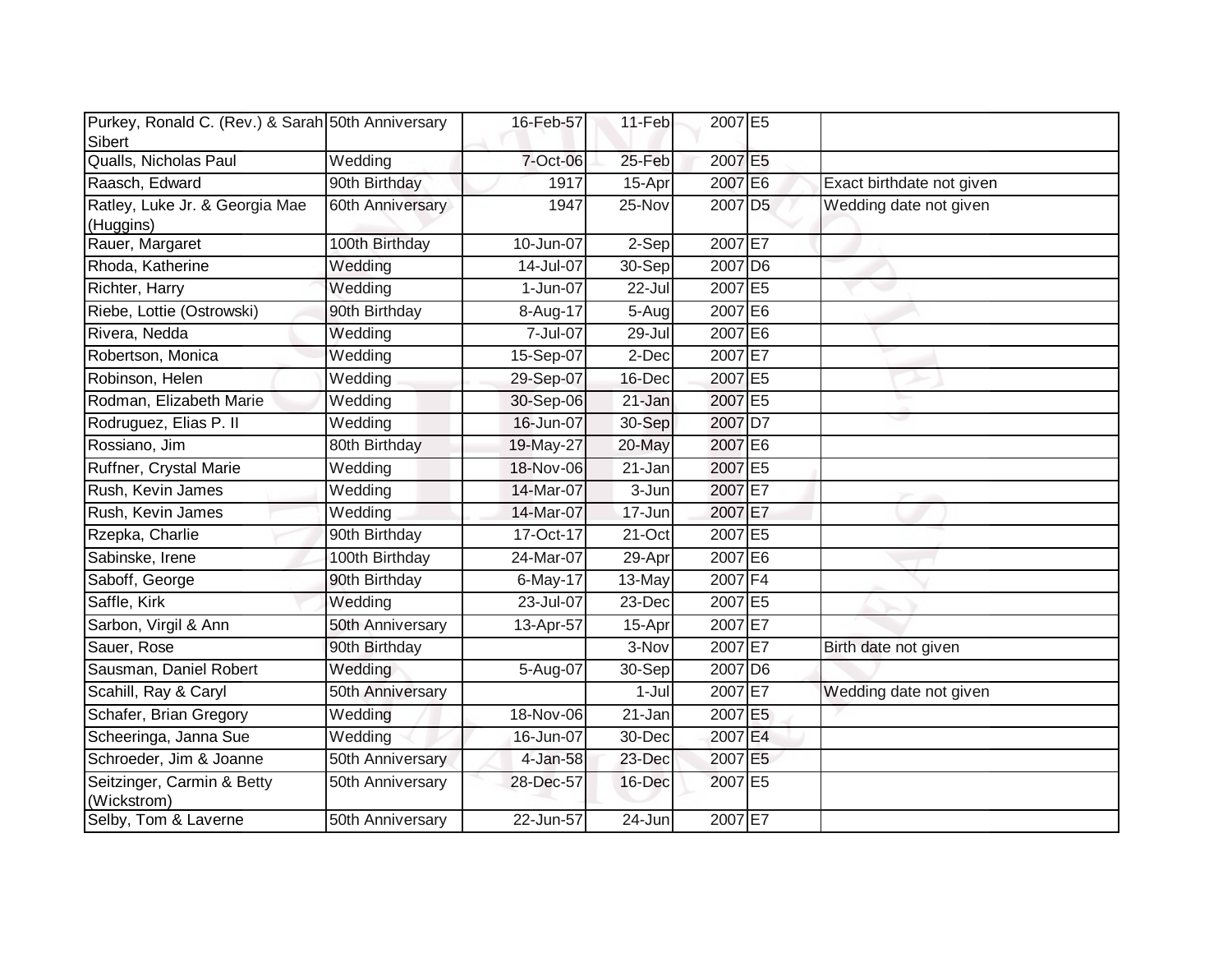| | | | | | | |
|---|---|---|---|---|---|---|
| Purkey, Ronald C. (Rev.) & Sarah Sibert | 50th Anniversary | 16-Feb-57 | 11-Feb | 2007 | E5 | |
| Qualls, Nicholas Paul | Wedding | 7-Oct-06 | 25-Feb | 2007 | E5 | |
| Raasch, Edward | 90th Birthday | 1917 | 15-Apr | 2007 | E6 | Exact birthdate not given |
| Ratley, Luke Jr. & Georgia Mae (Huggins) | 60th Anniversary | 1947 | 25-Nov | 2007 | D5 | Wedding date not given |
| Rauer, Margaret | 100th Birthday | 10-Jun-07 | 2-Sep | 2007 | E7 | |
| Rhoda, Katherine | Wedding | 14-Jul-07 | 30-Sep | 2007 | D6 | |
| Richter, Harry | Wedding | 1-Jun-07 | 22-Jul | 2007 | E5 | |
| Riebe, Lottie (Ostrowski) | 90th Birthday | 8-Aug-17 | 5-Aug | 2007 | E6 | |
| Rivera, Nedda | Wedding | 7-Jul-07 | 29-Jul | 2007 | E6 | |
| Robertson, Monica | Wedding | 15-Sep-07 | 2-Dec | 2007 | E7 | |
| Robinson, Helen | Wedding | 29-Sep-07 | 16-Dec | 2007 | E5 | |
| Rodman, Elizabeth Marie | Wedding | 30-Sep-06 | 21-Jan | 2007 | E5 | |
| Rodruguez, Elias P. II | Wedding | 16-Jun-07 | 30-Sep | 2007 | D7 | |
| Rossiano, Jim | 80th Birthday | 19-May-27 | 20-May | 2007 | E6 | |
| Ruffner, Crystal Marie | Wedding | 18-Nov-06 | 21-Jan | 2007 | E5 | |
| Rush, Kevin James | Wedding | 14-Mar-07 | 3-Jun | 2007 | E7 | |
| Rush, Kevin James | Wedding | 14-Mar-07 | 17-Jun | 2007 | E7 | |
| Rzepka, Charlie | 90th Birthday | 17-Oct-17 | 21-Oct | 2007 | E5 | |
| Sabinske, Irene | 100th Birthday | 24-Mar-07 | 29-Apr | 2007 | E6 | |
| Saboff, George | 90th Birthday | 6-May-17 | 13-May | 2007 | F4 | |
| Saffle, Kirk | Wedding | 23-Jul-07 | 23-Dec | 2007 | E5 | |
| Sarbon, Virgil & Ann | 50th Anniversary | 13-Apr-57 | 15-Apr | 2007 | E7 | |
| Sauer, Rose | 90th Birthday | | 3-Nov | 2007 | E7 | Birth date not given |
| Sausman, Daniel Robert | Wedding | 5-Aug-07 | 30-Sep | 2007 | D6 | |
| Scahill, Ray & Caryl | 50th Anniversary | | 1-Jul | 2007 | E7 | Wedding date not given |
| Schafer, Brian Gregory | Wedding | 18-Nov-06 | 21-Jan | 2007 | E5 | |
| Scheeringa, Janna Sue | Wedding | 16-Jun-07 | 30-Dec | 2007 | E4 | |
| Schroeder, Jim & Joanne | 50th Anniversary | 4-Jan-58 | 23-Dec | 2007 | E5 | |
| Seitzinger, Carmin & Betty (Wickstrom) | 50th Anniversary | 28-Dec-57 | 16-Dec | 2007 | E5 | |
| Selby, Tom & Laverne | 50th Anniversary | 22-Jun-57 | 24-Jun | 2007 | E7 | |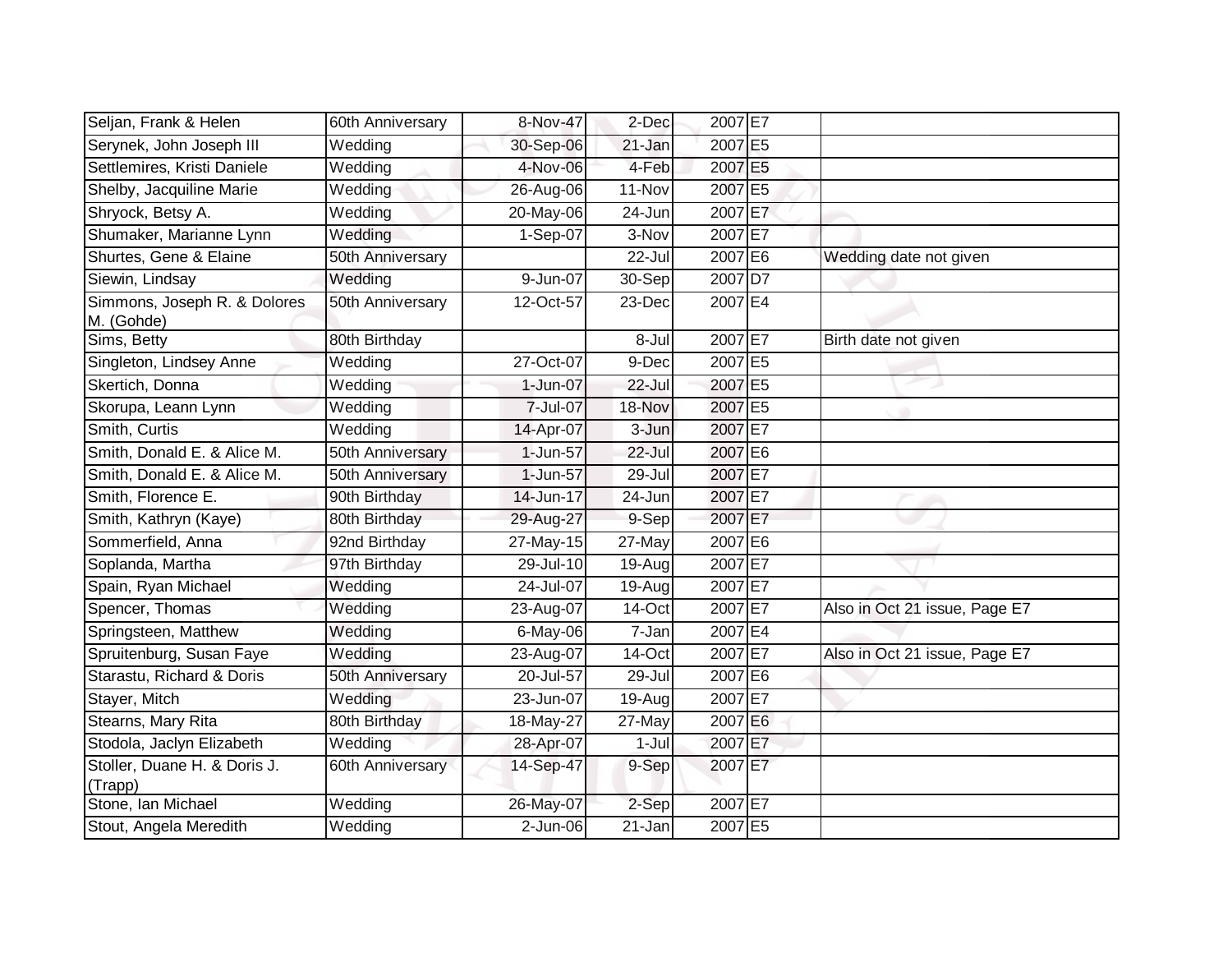| | | | | | | |
|---|---|---|---|---|---|---|
| Seljan, Frank & Helen | 60th Anniversary | 8-Nov-47 | 2-Dec | 2007 | E7 | |
| Serynek, John Joseph III | Wedding | 30-Sep-06 | 21-Jan | 2007 | E5 | |
| Settlemires, Kristi Daniele | Wedding | 4-Nov-06 | 4-Feb | 2007 | E5 | |
| Shelby, Jacquiline Marie | Wedding | 26-Aug-06 | 11-Nov | 2007 | E5 | |
| Shryock, Betsy A. | Wedding | 20-May-06 | 24-Jun | 2007 | E7 | |
| Shumaker, Marianne Lynn | Wedding | 1-Sep-07 | 3-Nov | 2007 | E7 | |
| Shurtes, Gene & Elaine | 50th Anniversary | | 22-Jul | 2007 | E6 | Wedding date not given |
| Siewin, Lindsay | Wedding | 9-Jun-07 | 30-Sep | 2007 | D7 | |
| Simmons, Joseph R. & Dolores M. (Gohde) | 50th Anniversary | 12-Oct-57 | 23-Dec | 2007 | E4 | |
| Sims, Betty | 80th Birthday | | 8-Jul | 2007 | E7 | Birth date not given |
| Singleton, Lindsey Anne | Wedding | 27-Oct-07 | 9-Dec | 2007 | E5 | |
| Skertich, Donna | Wedding | 1-Jun-07 | 22-Jul | 2007 | E5 | |
| Skorupa, Leann Lynn | Wedding | 7-Jul-07 | 18-Nov | 2007 | E5 | |
| Smith, Curtis | Wedding | 14-Apr-07 | 3-Jun | 2007 | E7 | |
| Smith, Donald E. & Alice M. | 50th Anniversary | 1-Jun-57 | 22-Jul | 2007 | E6 | |
| Smith, Donald E. & Alice M. | 50th Anniversary | 1-Jun-57 | 29-Jul | 2007 | E7 | |
| Smith, Florence E. | 90th Birthday | 14-Jun-17 | 24-Jun | 2007 | E7 | |
| Smith, Kathryn (Kaye) | 80th Birthday | 29-Aug-27 | 9-Sep | 2007 | E7 | |
| Sommerfield, Anna | 92nd Birthday | 27-May-15 | 27-May | 2007 | E6 | |
| Soplanda, Martha | 97th Birthday | 29-Jul-10 | 19-Aug | 2007 | E7 | |
| Spain, Ryan Michael | Wedding | 24-Jul-07 | 19-Aug | 2007 | E7 | |
| Spencer, Thomas | Wedding | 23-Aug-07 | 14-Oct | 2007 | E7 | Also in Oct 21 issue, Page E7 |
| Springsteen, Matthew | Wedding | 6-May-06 | 7-Jan | 2007 | E4 | |
| Spruitenburg, Susan Faye | Wedding | 23-Aug-07 | 14-Oct | 2007 | E7 | Also in Oct 21 issue, Page E7 |
| Starastu, Richard & Doris | 50th Anniversary | 20-Jul-57 | 29-Jul | 2007 | E6 | |
| Stayer, Mitch | Wedding | 23-Jun-07 | 19-Aug | 2007 | E7 | |
| Stearns, Mary Rita | 80th Birthday | 18-May-27 | 27-May | 2007 | E6 | |
| Stodola, Jaclyn Elizabeth | Wedding | 28-Apr-07 | 1-Jul | 2007 | E7 | |
| Stoller, Duane H. & Doris J. (Trapp) | 60th Anniversary | 14-Sep-47 | 9-Sep | 2007 | E7 | |
| Stone, Ian Michael | Wedding | 26-May-07 | 2-Sep | 2007 | E7 | |
| Stout, Angela Meredith | Wedding | 2-Jun-06 | 21-Jan | 2007 | E5 | |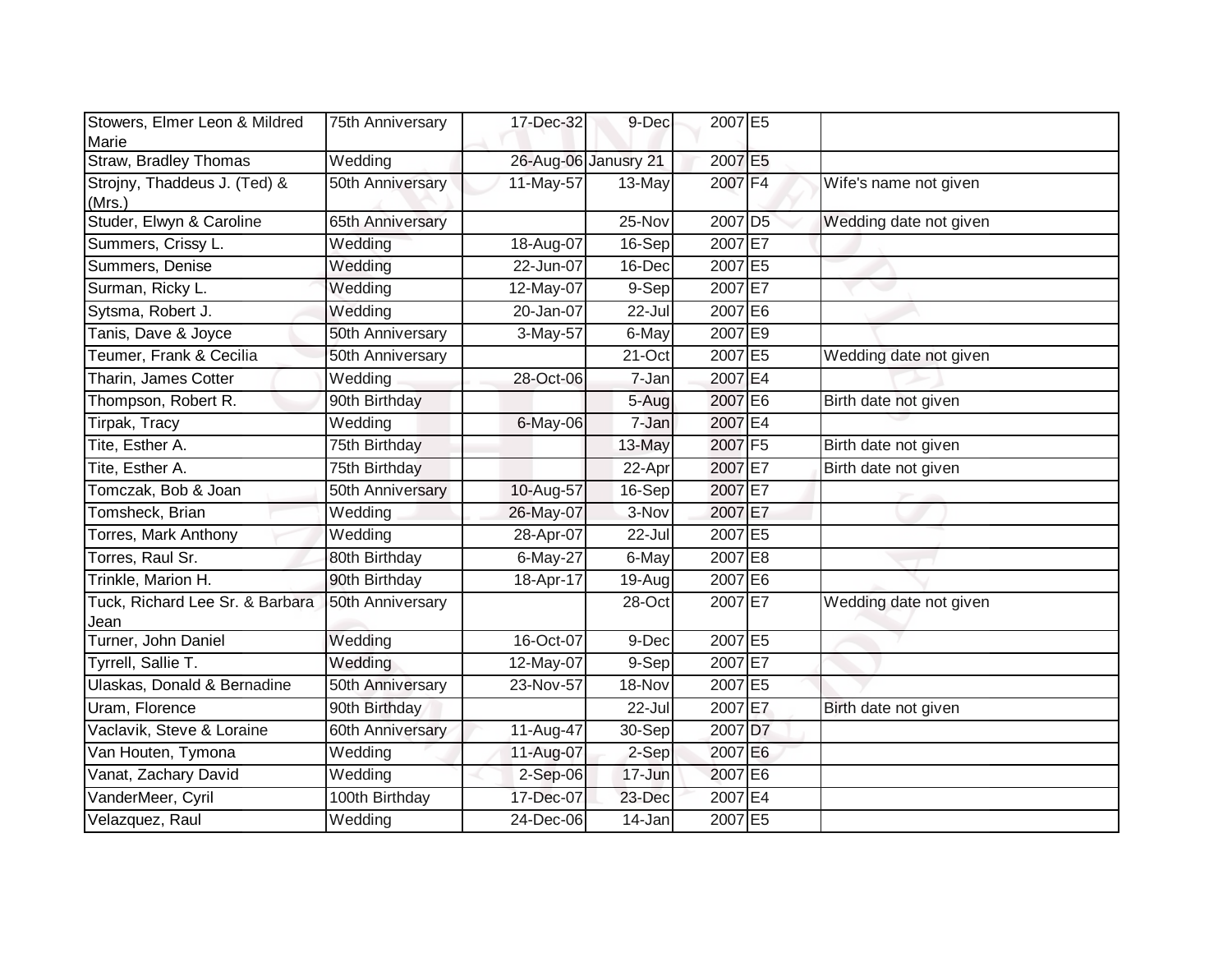| Stowers, Elmer Leon & Mildred Marie | 75th Anniversary | 17-Dec-32 | 9-Dec | 2007 | E5 | |
|---|---|---|---|---|---|---|
| Straw, Bradley Thomas | Wedding | 26-Aug-06 | Janusry 21 | 2007 | E5 | |
| Strojny, Thaddeus J. (Ted) & (Mrs.) | 50th Anniversary | 11-May-57 | 13-May | 2007 | F4 | Wife's name not given |
| Studer, Elwyn & Caroline | 65th Anniversary | | 25-Nov | 2007 | D5 | Wedding date not given |
| Summers, Crissy L. | Wedding | 18-Aug-07 | 16-Sep | 2007 | E7 | |
| Summers, Denise | Wedding | 22-Jun-07 | 16-Dec | 2007 | E5 | |
| Surman, Ricky L. | Wedding | 12-May-07 | 9-Sep | 2007 | E7 | |
| Sytsma, Robert J. | Wedding | 20-Jan-07 | 22-Jul | 2007 | E6 | |
| Tanis, Dave & Joyce | 50th Anniversary | 3-May-57 | 6-May | 2007 | E9 | |
| Teumer, Frank & Cecilia | 50th Anniversary | | 21-Oct | 2007 | E5 | Wedding date not given |
| Tharin, James Cotter | Wedding | 28-Oct-06 | 7-Jan | 2007 | E4 | |
| Thompson, Robert R. | 90th Birthday | | 5-Aug | 2007 | E6 | Birth date not given |
| Tirpak, Tracy | Wedding | 6-May-06 | 7-Jan | 2007 | E4 | |
| Tite, Esther A. | 75th Birthday | | 13-May | 2007 | F5 | Birth date not given |
| Tite, Esther A. | 75th Birthday | | 22-Apr | 2007 | E7 | Birth date not given |
| Tomczak, Bob & Joan | 50th Anniversary | 10-Aug-57 | 16-Sep | 2007 | E7 | |
| Tomsheck, Brian | Wedding | 26-May-07 | 3-Nov | 2007 | E7 | |
| Torres, Mark Anthony | Wedding | 28-Apr-07 | 22-Jul | 2007 | E5 | |
| Torres, Raul Sr. | 80th Birthday | 6-May-27 | 6-May | 2007 | E8 | |
| Trinkle, Marion H. | 90th Birthday | 18-Apr-17 | 19-Aug | 2007 | E6 | |
| Tuck, Richard Lee Sr. & Barbara Jean | 50th Anniversary | | 28-Oct | 2007 | E7 | Wedding date not given |
| Turner, John Daniel | Wedding | 16-Oct-07 | 9-Dec | 2007 | E5 | |
| Tyrrell, Sallie T. | Wedding | 12-May-07 | 9-Sep | 2007 | E7 | |
| Ulaskas, Donald & Bernadine | 50th Anniversary | 23-Nov-57 | 18-Nov | 2007 | E5 | |
| Uram, Florence | 90th Birthday | | 22-Jul | 2007 | E7 | Birth date not given |
| Vaclavik, Steve & Loraine | 60th Anniversary | 11-Aug-47 | 30-Sep | 2007 | D7 | |
| Van Houten, Tymona | Wedding | 11-Aug-07 | 2-Sep | 2007 | E6 | |
| Vanat, Zachary David | Wedding | 2-Sep-06 | 17-Jun | 2007 | E6 | |
| VanderMeer, Cyril | 100th Birthday | 17-Dec-07 | 23-Dec | 2007 | E4 | |
| Velazquez, Raul | Wedding | 24-Dec-06 | 14-Jan | 2007 | E5 | |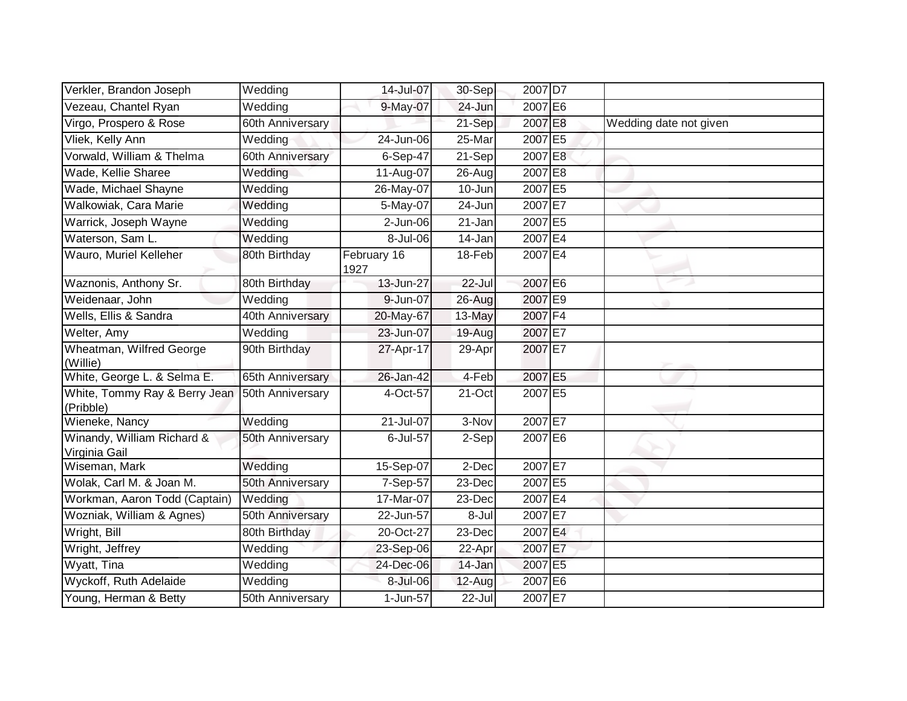| | | | | | | |
|---|---|---|---|---|---|---|
| Verkler, Brandon Joseph | Wedding | 14-Jul-07 | 30-Sep | 2007 | D7 | |
| Vezeau, Chantel Ryan | Wedding | 9-May-07 | 24-Jun | 2007 | E6 | |
| Virgo, Prospero & Rose | 60th Anniversary | | 21-Sep | 2007 | E8 | Wedding date not given |
| Vliek, Kelly Ann | Wedding | 24-Jun-06 | 25-Mar | 2007 | E5 | |
| Vorwald, William & Thelma | 60th Anniversary | 6-Sep-47 | 21-Sep | 2007 | E8 | |
| Wade, Kellie Sharee | Wedding | 11-Aug-07 | 26-Aug | 2007 | E8 | |
| Wade, Michael Shayne | Wedding | 26-May-07 | 10-Jun | 2007 | E5 | |
| Walkowiak, Cara Marie | Wedding | 5-May-07 | 24-Jun | 2007 | E7 | |
| Warrick, Joseph Wayne | Wedding | 2-Jun-06 | 21-Jan | 2007 | E5 | |
| Waterson, Sam L. | Wedding | 8-Jul-06 | 14-Jan | 2007 | E4 | |
| Wauro, Muriel Kelleher | 80th Birthday | February 16 1927 | 18-Feb | 2007 | E4 | |
| Waznonis, Anthony Sr. | 80th Birthday | 13-Jun-27 | 22-Jul | 2007 | E6 | |
| Weidenaar, John | Wedding | 9-Jun-07 | 26-Aug | 2007 | E9 | |
| Wells, Ellis & Sandra | 40th Anniversary | 20-May-67 | 13-May | 2007 | F4 | |
| Welter, Amy | Wedding | 23-Jun-07 | 19-Aug | 2007 | E7 | |
| Wheatman, Wilfred George (Willie) | 90th Birthday | 27-Apr-17 | 29-Apr | 2007 | E7 | |
| White, George L. & Selma E. | 65th Anniversary | 26-Jan-42 | 4-Feb | 2007 | E5 | |
| White, Tommy Ray & Berry Jean (Pribble) | 50th Anniversary | 4-Oct-57 | 21-Oct | 2007 | E5 | |
| Wieneke, Nancy | Wedding | 21-Jul-07 | 3-Nov | 2007 | E7 | |
| Winandy, William Richard & Virginia Gail | 50th Anniversary | 6-Jul-57 | 2-Sep | 2007 | E6 | |
| Wiseman, Mark | Wedding | 15-Sep-07 | 2-Dec | 2007 | E7 | |
| Wolak, Carl M. & Joan M. | 50th Anniversary | 7-Sep-57 | 23-Dec | 2007 | E5 | |
| Workman, Aaron Todd (Captain) | Wedding | 17-Mar-07 | 23-Dec | 2007 | E4 | |
| Wozniak, William & Agnes) | 50th Anniversary | 22-Jun-57 | 8-Jul | 2007 | E7 | |
| Wright, Bill | 80th Birthday | 20-Oct-27 | 23-Dec | 2007 | E4 | |
| Wright, Jeffrey | Wedding | 23-Sep-06 | 22-Apr | 2007 | E7 | |
| Wyatt, Tina | Wedding | 24-Dec-06 | 14-Jan | 2007 | E5 | |
| Wyckoff, Ruth Adelaide | Wedding | 8-Jul-06 | 12-Aug | 2007 | E6 | |
| Young, Herman & Betty | 50th Anniversary | 1-Jun-57 | 22-Jul | 2007 | E7 | |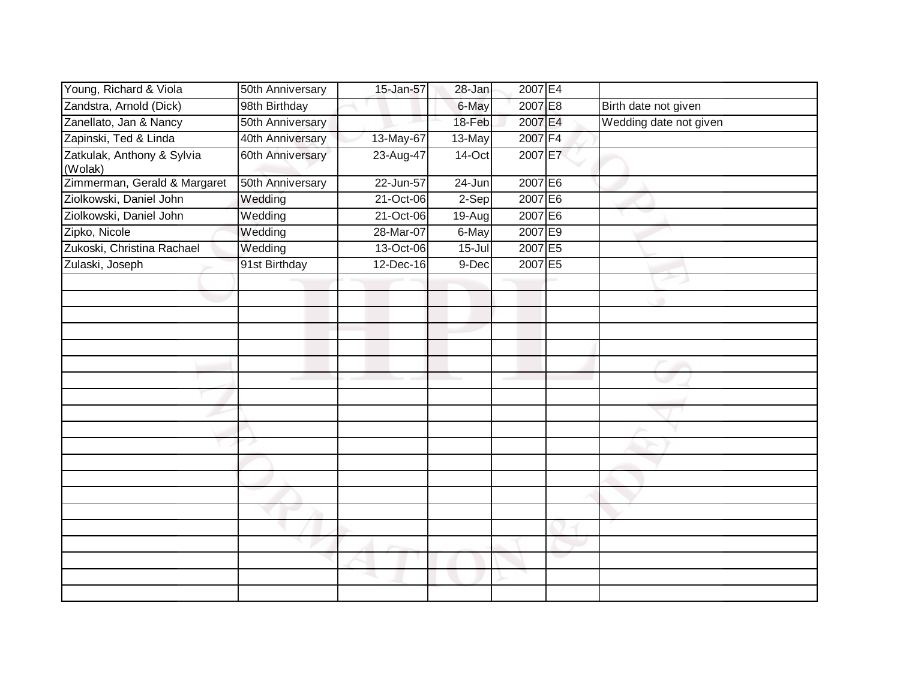| | | | | | | |
|---|---|---|---|---|---|---|
| Young, Richard & Viola | 50th Anniversary | 15-Jan-57 | 28-Jan | 2007 | E4 | |
| Zandstra, Arnold (Dick) | 98th Birthday | | 6-May | 2007 | E8 | Birth date not given |
| Zanellato, Jan & Nancy | 50th Anniversary | | 18-Feb | 2007 | E4 | Wedding date not given |
| Zapinski, Ted & Linda | 40th Anniversary | 13-May-67 | 13-May | 2007 | F4 | |
| Zatkulak, Anthony & Sylvia (Wolak) | 60th Anniversary | 23-Aug-47 | 14-Oct | 2007 | E7 | |
| Zimmerman, Gerald & Margaret | 50th Anniversary | 22-Jun-57 | 24-Jun | 2007 | E6 | |
| Ziolkowski, Daniel John | Wedding | 21-Oct-06 | 2-Sep | 2007 | E6 | |
| Ziolkowski, Daniel John | Wedding | 21-Oct-06 | 19-Aug | 2007 | E6 | |
| Zipko, Nicole | Wedding | 28-Mar-07 | 6-May | 2007 | E9 | |
| Zukoski, Christina Rachael | Wedding | 13-Oct-06 | 15-Jul | 2007 | E5 | |
| Zulaski, Joseph | 91st Birthday | 12-Dec-16 | 9-Dec | 2007 | E5 | |